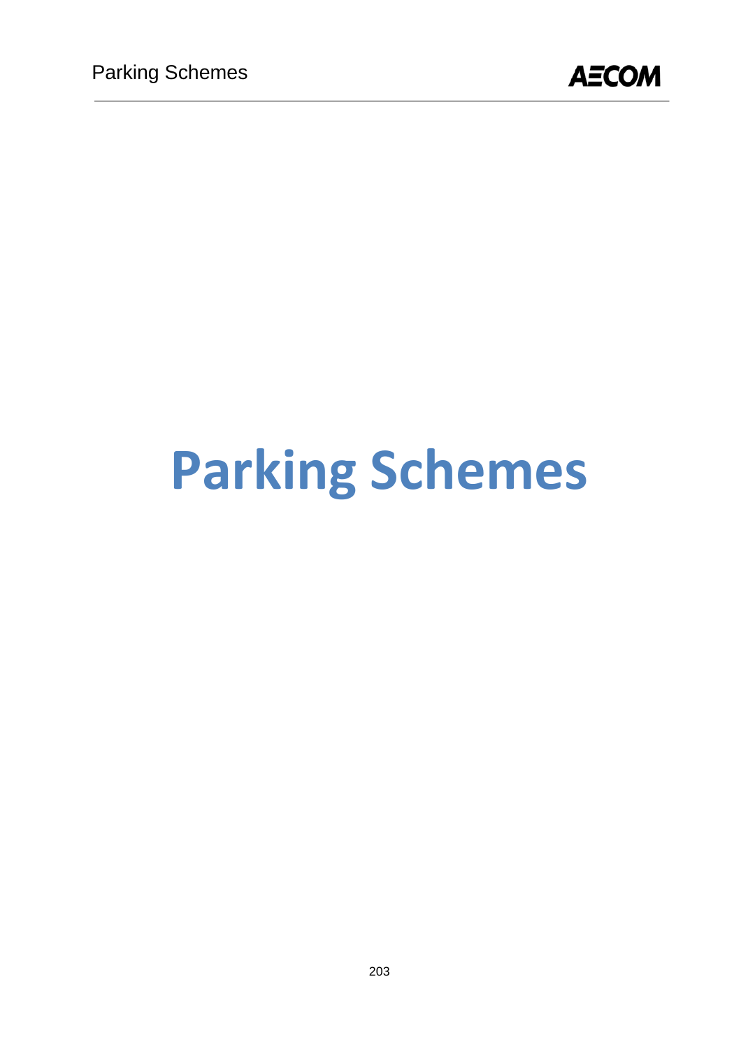# Parking Schemes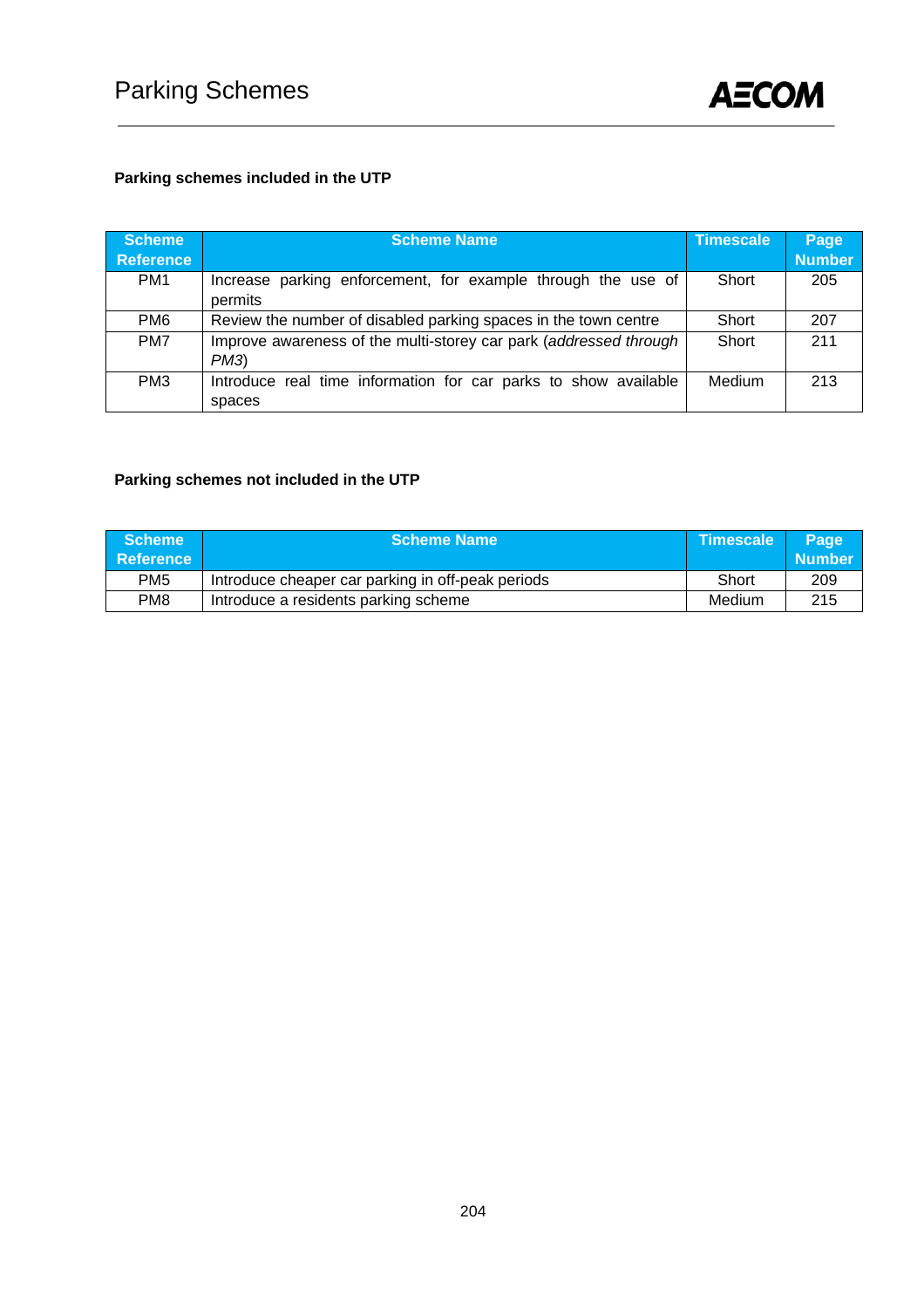# Parking Schemes

**Parking schemes included in the UTP**

| Scheme Reference | Scheme Name | Timescale | Page Number |
|---|---|---|---|
| PM1 | Increase parking enforcement, for example through the use of permits | Short | 205 |
| PM6 | Review the number of disabled parking spaces in the town centre | Short | 207 |
| PM7 | Improve awareness of the multi-storey car park (*addressed through PM3*) | Short | 211 |
| PM3 | Introduce real time information for car parks to show available spaces | Medium | 213 |

**Parking schemes not included in the UTP**

| Scheme Reference | Scheme Name | Timescale | Page Number |
|---|---|---|---|
| PM5 | Introduce cheaper car parking in off-peak periods | Short | 209 |
| PM8 | Introduce a residents parking scheme | Medium | 215 |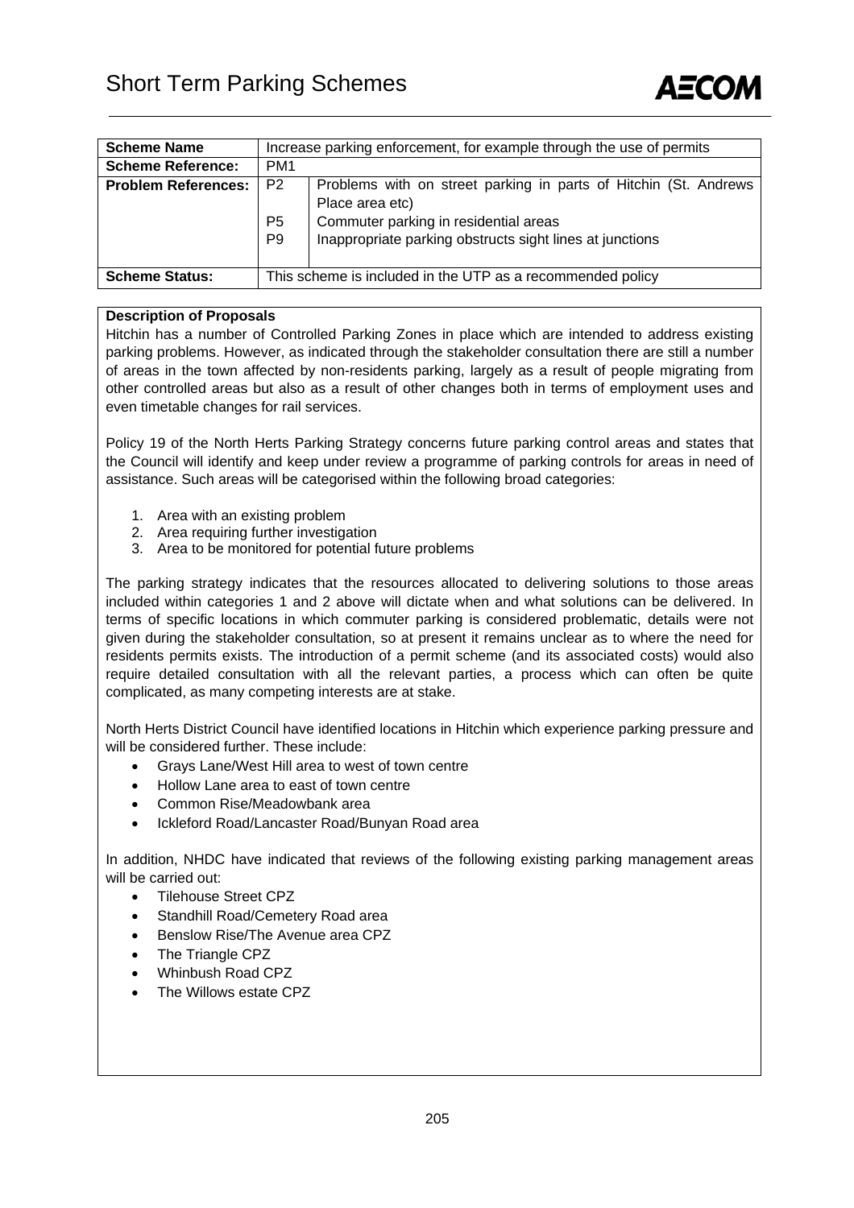# Short Term Parking Schemes

| **Scheme Name** | Increase parking enforcement, for example through the use of permits | |
|---|---|---|
| **Scheme Reference:** | PM1 | |
| **Problem References:** | P2 | Problems with on street parking in parts of Hitchin (St. Andrews Place area etc) |
| | P5 | Commuter parking in residential areas |
| | P9 | Inappropriate parking obstructs sight lines at junctions |
| **Scheme Status:** | This scheme is included in the UTP as a recommended policy | |

**Description of Proposals**

Hitchin has a number of Controlled Parking Zones in place which are intended to address existing parking problems. However, as indicated through the stakeholder consultation there are still a number of areas in the town affected by non-residents parking, largely as a result of people migrating from other controlled areas but also as a result of other changes both in terms of employment uses and even timetable changes for rail services.

Policy 19 of the North Herts Parking Strategy concerns future parking control areas and states that the Council will identify and keep under review a programme of parking controls for areas in need of assistance. Such areas will be categorised within the following broad categories:

1. Area with an existing problem
2. Area requiring further investigation
3. Area to be monitored for potential future problems

The parking strategy indicates that the resources allocated to delivering solutions to those areas included within categories 1 and 2 above will dictate when and what solutions can be delivered. In terms of specific locations in which commuter parking is considered problematic, details were not given during the stakeholder consultation, so at present it remains unclear as to where the need for residents permits exists. The introduction of a permit scheme (and its associated costs) would also require detailed consultation with all the relevant parties, a process which can often be quite complicated, as many competing interests are at stake.

North Herts District Council have identified locations in Hitchin which experience parking pressure and will be considered further. These include:

- Grays Lane/West Hill area to west of town centre
- Hollow Lane area to east of town centre
- Common Rise/Meadowbank area
- Ickleford Road/Lancaster Road/Bunyan Road area

In addition, NHDC have indicated that reviews of the following existing parking management areas will be carried out:

- Tilehouse Street CPZ
- Standhill Road/Cemetery Road area
- Benslow Rise/The Avenue area CPZ
- The Triangle CPZ
- Whinbush Road CPZ
- The Willows estate CPZ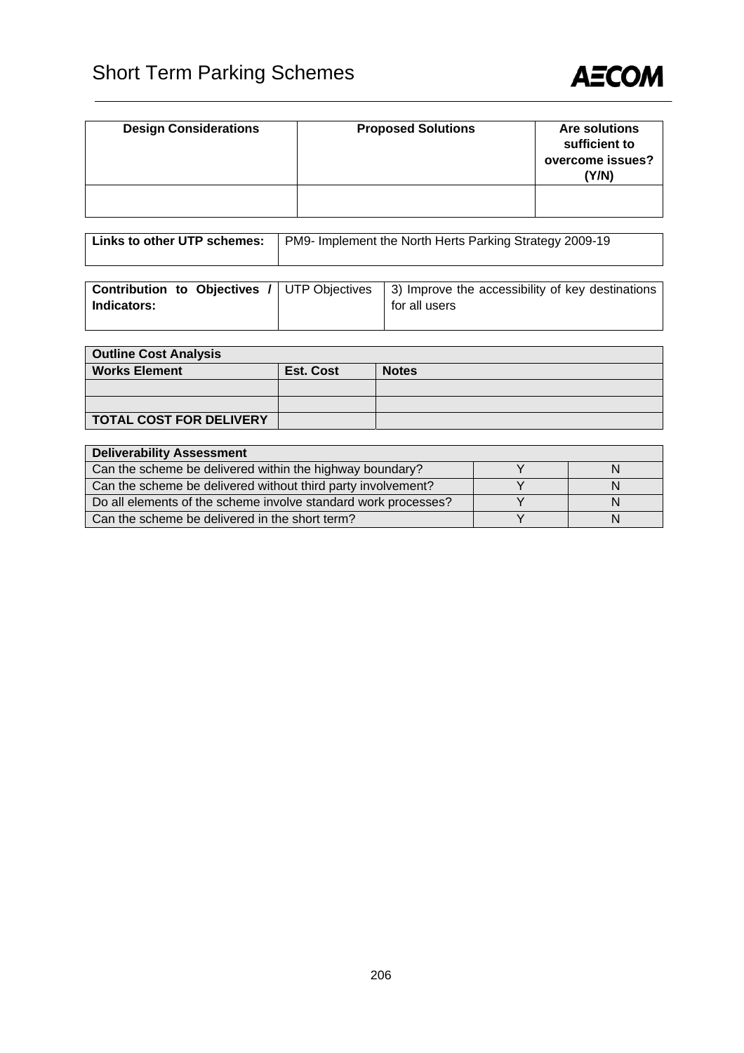# Short Term Parking Schemes

| Design Considerations | Proposed Solutions | Are solutions sufficient to overcome issues? (Y/N) |
|---|---|---|
| | | |

| **Links to other UTP schemes:** | PM9- Implement the North Herts Parking Strategy 2009-19 |
|---|---|

| **Contribution to Objectives / Indicators:** | UTP Objectives | 3) Improve the accessibility of key destinations for all users |
|---|---|---|

| **Outline Cost Analysis** | | |
|---|---|---|
| **Works Element** | **Est. Cost** | **Notes** |
| | | |
| | | |
| **TOTAL COST FOR DELIVERY** | | |

| **Deliverability Assessment** | | |
|---|---|---|
| Can the scheme be delivered within the highway boundary? | Y | N |
| Can the scheme be delivered without third party involvement? | Y | N |
| Do all elements of the scheme involve standard work processes? | Y | N |
| Can the scheme be delivered in the short term? | Y | N |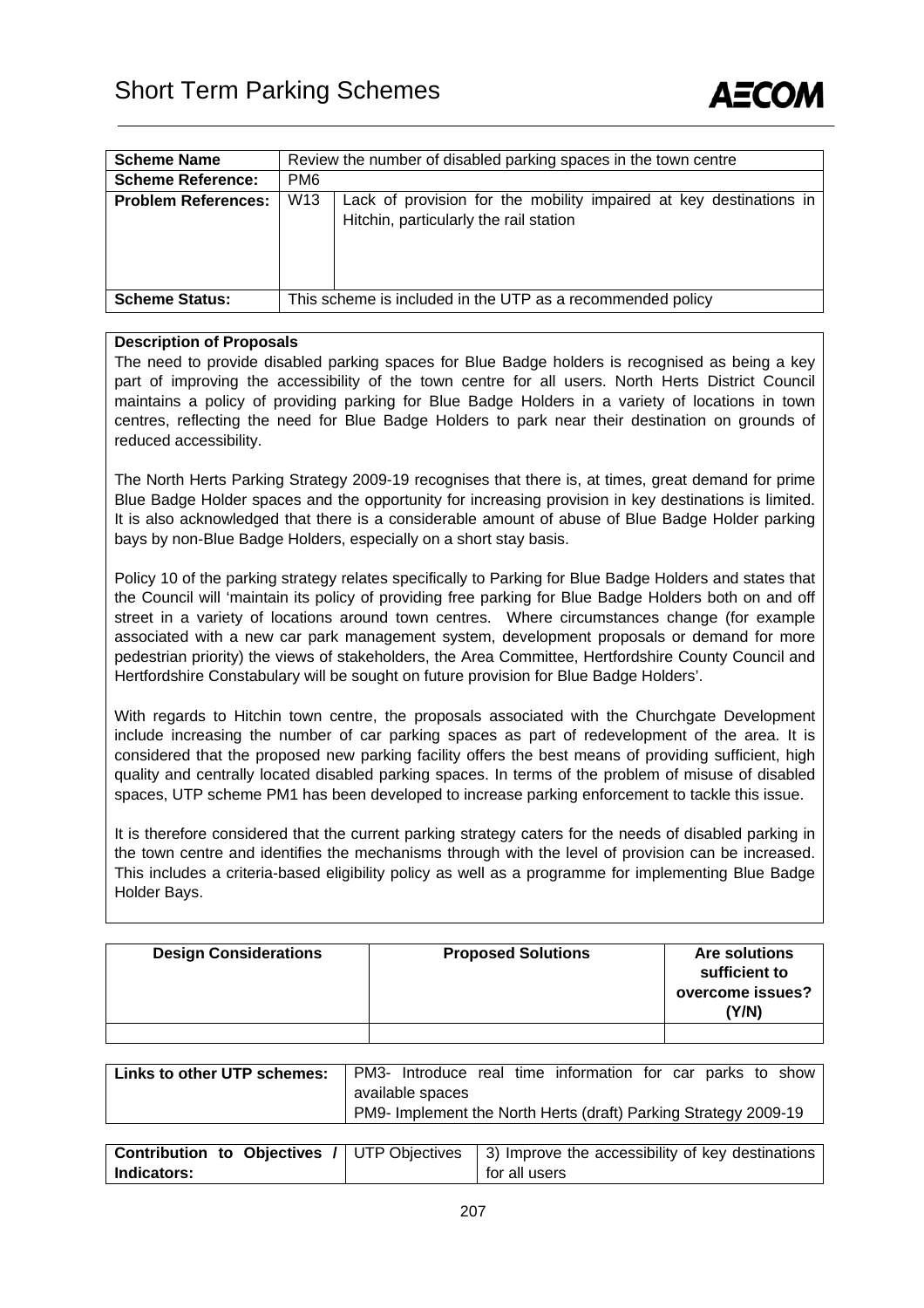# Short Term Parking Schemes

| **Scheme Name** | Review the number of disabled parking spaces in the town centre | |
|---|---|---|
| **Scheme Reference:** | PM6 | |
| **Problem References:** | W13 | Lack of provision for the mobility impaired at key destinations in Hitchin, particularly the rail station |
| **Scheme Status:** | This scheme is included in the UTP as a recommended policy | |

**Description of Proposals**

The need to provide disabled parking spaces for Blue Badge holders is recognised as being a key part of improving the accessibility of the town centre for all users. North Herts District Council maintains a policy of providing parking for Blue Badge Holders in a variety of locations in town centres, reflecting the need for Blue Badge Holders to park near their destination on grounds of reduced accessibility.

The North Herts Parking Strategy 2009-19 recognises that there is, at times, great demand for prime Blue Badge Holder spaces and the opportunity for increasing provision in key destinations is limited. It is also acknowledged that there is a considerable amount of abuse of Blue Badge Holder parking bays by non-Blue Badge Holders, especially on a short stay basis.

Policy 10 of the parking strategy relates specifically to Parking for Blue Badge Holders and states that the Council will 'maintain its policy of providing free parking for Blue Badge Holders both on and off street in a variety of locations around town centres. Where circumstances change (for example associated with a new car park management system, development proposals or demand for more pedestrian priority) the views of stakeholders, the Area Committee, Hertfordshire County Council and Hertfordshire Constabulary will be sought on future provision for Blue Badge Holders'.

With regards to Hitchin town centre, the proposals associated with the Churchgate Development include increasing the number of car parking spaces as part of redevelopment of the area. It is considered that the proposed new parking facility offers the best means of providing sufficient, high quality and centrally located disabled parking spaces. In terms of the problem of misuse of disabled spaces, UTP scheme PM1 has been developed to increase parking enforcement to tackle this issue.

It is therefore considered that the current parking strategy caters for the needs of disabled parking in the town centre and identifies the mechanisms through with the level of provision can be increased. This includes a criteria-based eligibility policy as well as a programme for implementing Blue Badge Holder Bays.

| **Design Considerations** | **Proposed Solutions** | **Are solutions sufficient to overcome issues? (Y/N)** |
|---|---|---|
| | | |

| **Links to other UTP schemes:** | PM3- Introduce real time information for car parks to show available spaces<br>PM9- Implement the North Herts (draft) Parking Strategy 2009-19 |
|---|---|

| **Contribution to Objectives / Indicators:** | UTP Objectives | 3) Improve the accessibility of key destinations for all users |
|---|---|---|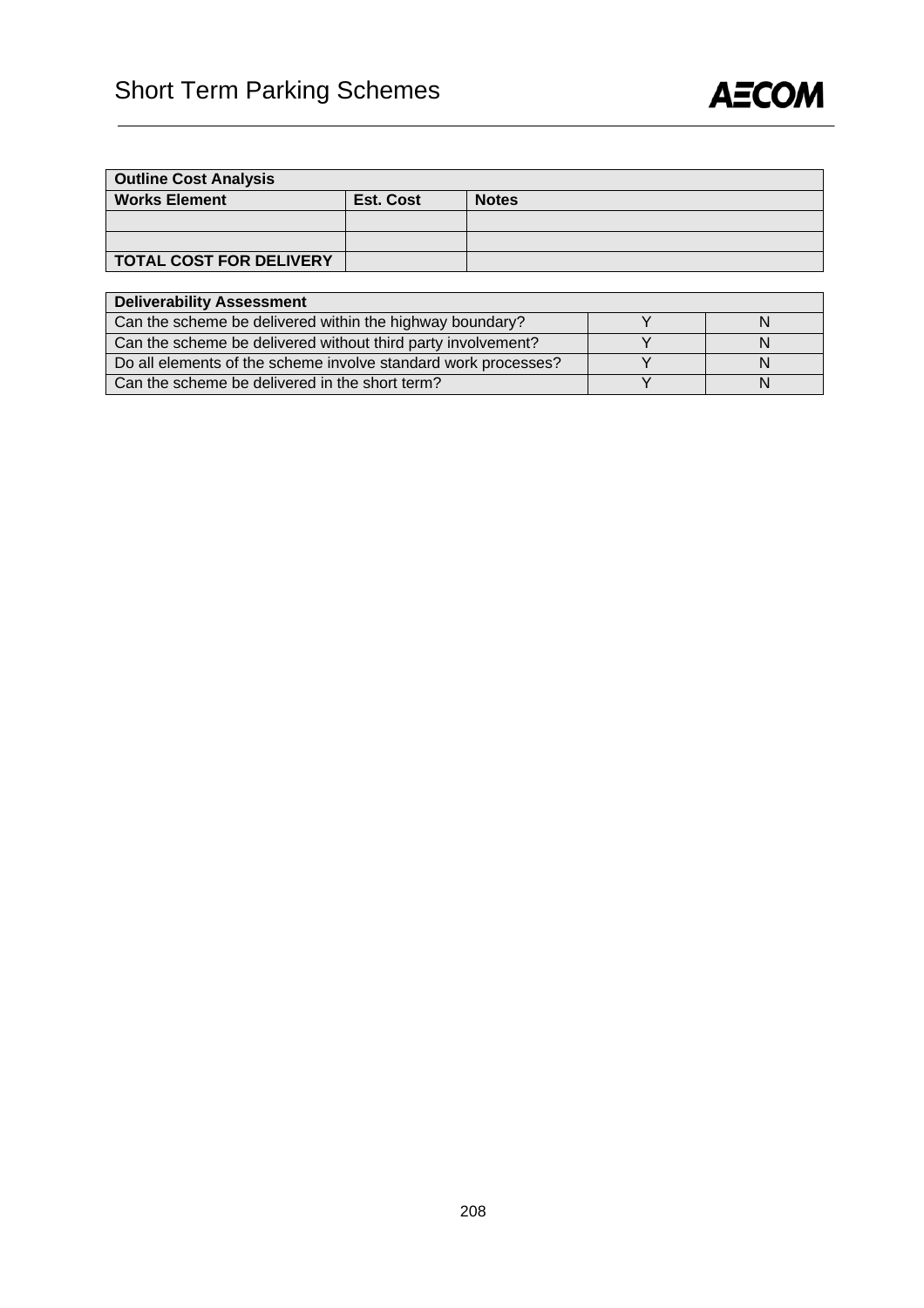# Short Term Parking Schemes

| Outline Cost Analysis | | |
|---|---|---|
| **Works Element** | **Est. Cost** | **Notes** |
| | | |
| | | |
| **TOTAL COST FOR DELIVERY** | | |

| Deliverability Assessment | | |
|---|---|---|
| Can the scheme be delivered within the highway boundary? | Y | N |
| Can the scheme be delivered without third party involvement? | Y | N |
| Do all elements of the scheme involve standard work processes? | Y | N |
| Can the scheme be delivered in the short term? | Y | N |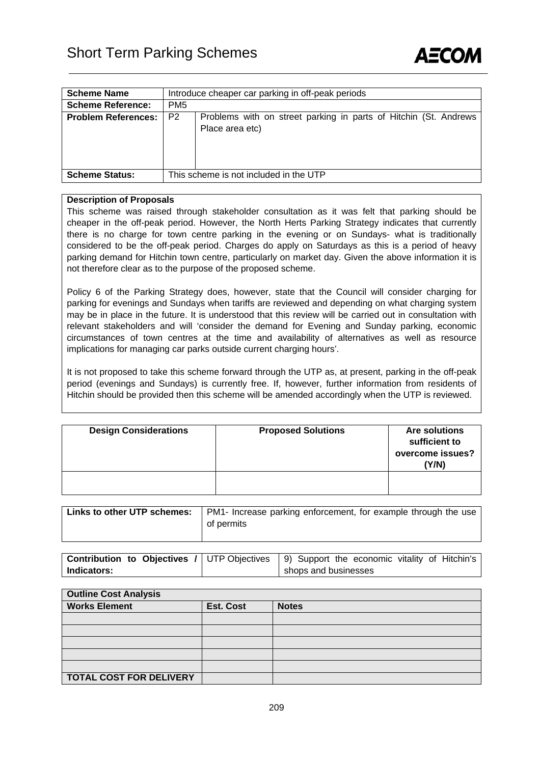# Short Term Parking Schemes

| Scheme Name | Introduce cheaper car parking in off-peak periods | |
|---|---|---|
| **Scheme Reference:** | PM5 | |
| **Problem References:** | P2 | Problems with on street parking in parts of Hitchin (St. Andrews Place area etc) |
| **Scheme Status:** | This scheme is not included in the UTP | |

**Description of Proposals**

This scheme was raised through stakeholder consultation as it was felt that parking should be cheaper in the off-peak period. However, the North Herts Parking Strategy indicates that currently there is no charge for town centre parking in the evening or on Sundays- what is traditionally considered to be the off-peak period. Charges do apply on Saturdays as this is a period of heavy parking demand for Hitchin town centre, particularly on market day. Given the above information it is not therefore clear as to the purpose of the proposed scheme.

Policy 6 of the Parking Strategy does, however, state that the Council will consider charging for parking for evenings and Sundays when tariffs are reviewed and depending on what charging system may be in place in the future. It is understood that this review will be carried out in consultation with relevant stakeholders and will 'consider the demand for Evening and Sunday parking, economic circumstances of town centres at the time and availability of alternatives as well as resource implications for managing car parks outside current charging hours'.

It is not proposed to take this scheme forward through the UTP as, at present, parking in the off-peak period (evenings and Sundays) is currently free. If, however, further information from residents of Hitchin should be provided then this scheme will be amended accordingly when the UTP is reviewed.

| Design Considerations | Proposed Solutions | Are solutions sufficient to overcome issues? (Y/N) |
|---|---|---|
| | | |

| Links to other UTP schemes: | PM1- Increase parking enforcement, for example through the use of permits |
|---|---|

| Contribution to Objectives / Indicators: | UTP Objectives | 9) Support the economic vitality of Hitchin's shops and businesses |
|---|---|---|

| Outline Cost Analysis | | |
|---|---|---|
| **Works Element** | **Est. Cost** | **Notes** |
| | | |
| | | |
| | | |
| | | |
| | | |
| **TOTAL COST FOR DELIVERY** | | |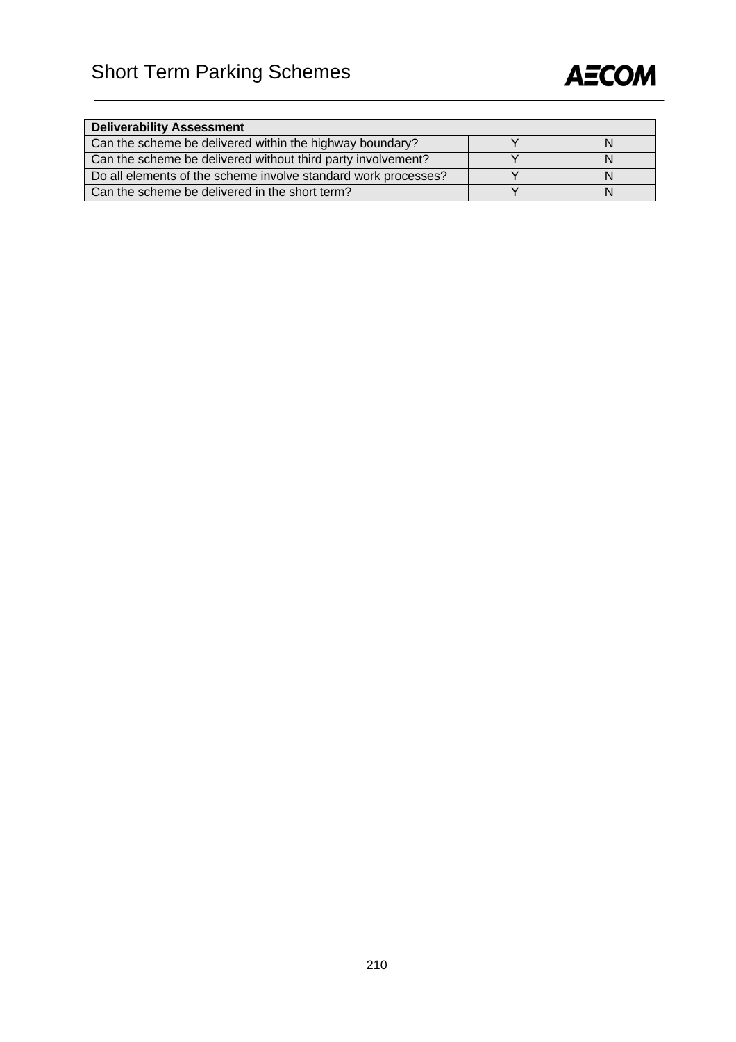| Deliverability Assessment | | |
|---|---|---|
| Can the scheme be delivered within the highway boundary? | Y | N |
| Can the scheme be delivered without third party involvement? | Y | N |
| Do all elements of the scheme involve standard work processes? | Y | N |
| Can the scheme be delivered in the short term? | Y | N |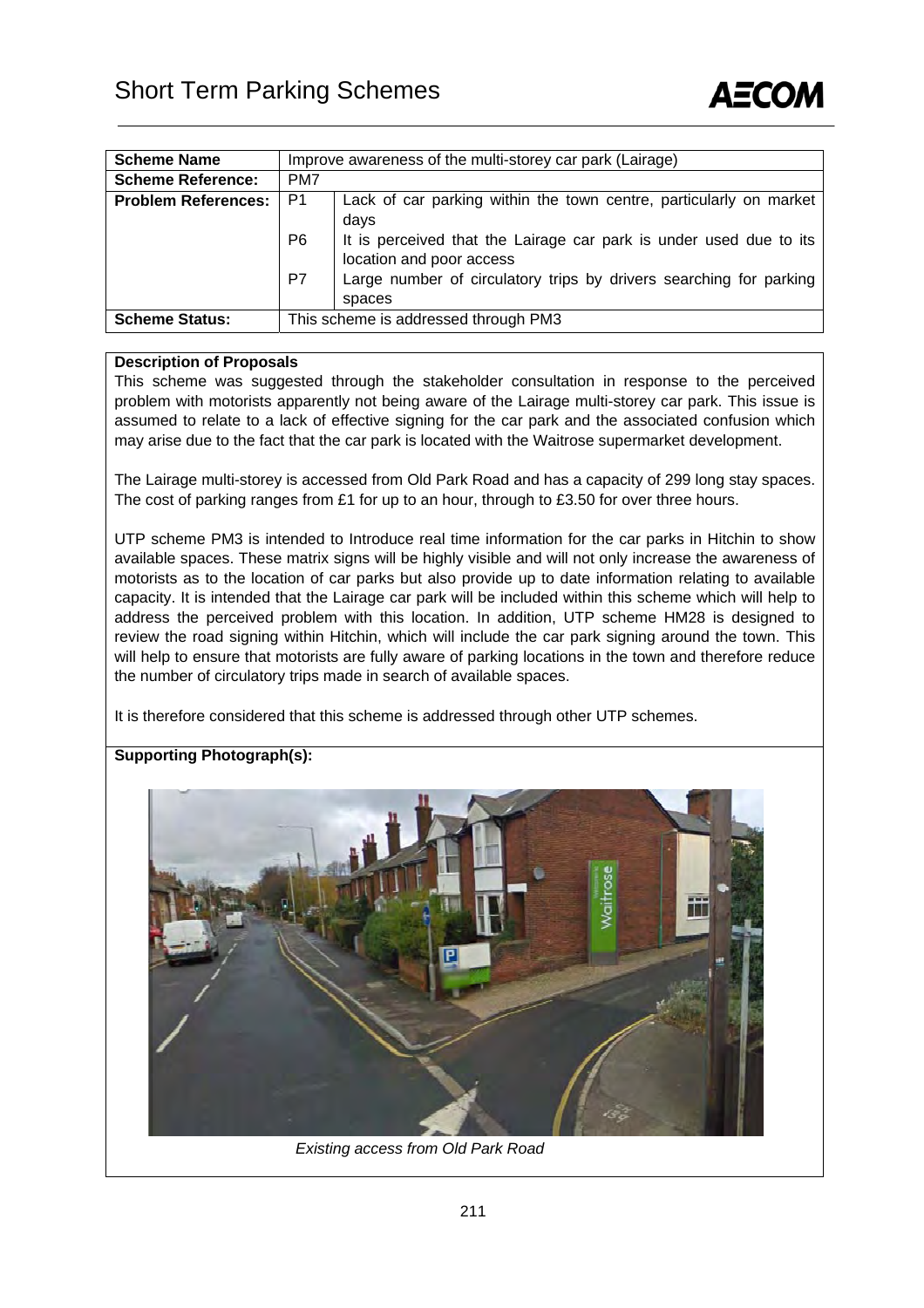# Short Term Parking Schemes

| Scheme Name | Improve awareness of the multi-storey car park (Lairage) | |
|---|---|---|
| Scheme Reference: | PM7 | |
| Problem References: | P1 | Lack of car parking within the town centre, particularly on market days |
| | P6 | It is perceived that the Lairage car park is under used due to its location and poor access |
| | P7 | Large number of circulatory trips by drivers searching for parking spaces |
| Scheme Status: | This scheme is addressed through PM3 | |

**Description of Proposals**

This scheme was suggested through the stakeholder consultation in response to the perceived problem with motorists apparently not being aware of the Lairage multi-storey car park. This issue is assumed to relate to a lack of effective signing for the car park and the associated confusion which may arise due to the fact that the car park is located with the Waitrose supermarket development.

The Lairage multi-storey is accessed from Old Park Road and has a capacity of 299 long stay spaces. The cost of parking ranges from £1 for up to an hour, through to £3.50 for over three hours.

UTP scheme PM3 is intended to Introduce real time information for the car parks in Hitchin to show available spaces. These matrix signs will be highly visible and will not only increase the awareness of motorists as to the location of car parks but also provide up to date information relating to available capacity. It is intended that the Lairage car park will be included within this scheme which will help to address the perceived problem with this location. In addition, UTP scheme HM28 is designed to review the road signing within Hitchin, which will include the car park signing around the town. This will help to ensure that motorists are fully aware of parking locations in the town and therefore reduce the number of circulatory trips made in search of available spaces.

It is therefore considered that this scheme is addressed through other UTP schemes.

**Supporting Photograph(s):**

*Existing access from Old Park Road*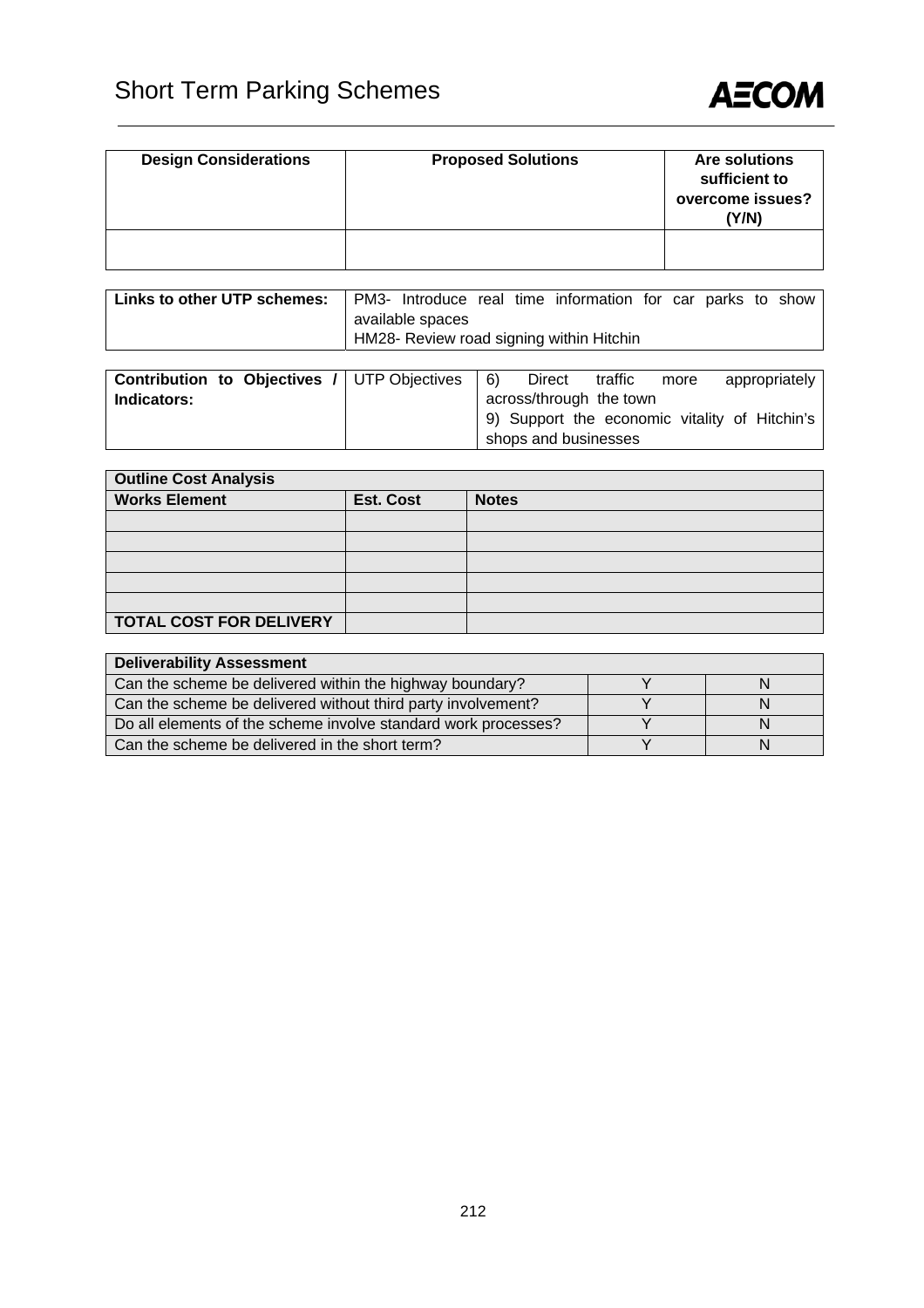# Short Term Parking Schemes

| Design Considerations | Proposed Solutions | Are solutions sufficient to overcome issues? (Y/N) |
|---|---|---|
| | | |

| Links to other UTP schemes: | PM3- Introduce real time information for car parks to show available spaces<br>HM28- Review road signing within Hitchin |
|---|---|

| Contribution to Objectives / Indicators: | UTP Objectives | 6) Direct traffic more appropriately across/through the town<br>9) Support the economic vitality of Hitchin's shops and businesses |
|---|---|---|

| Outline Cost Analysis | | |
|---|---|---|
| **Works Element** | **Est. Cost** | **Notes** |
| | | |
| | | |
| | | |
| | | |
| | | |
| **TOTAL COST FOR DELIVERY** | | |

| Deliverability Assessment | | |
|---|---|---|
| Can the scheme be delivered within the highway boundary? | Y | N |
| Can the scheme be delivered without third party involvement? | Y | N |
| Do all elements of the scheme involve standard work processes? | Y | N |
| Can the scheme be delivered in the short term? | Y | N |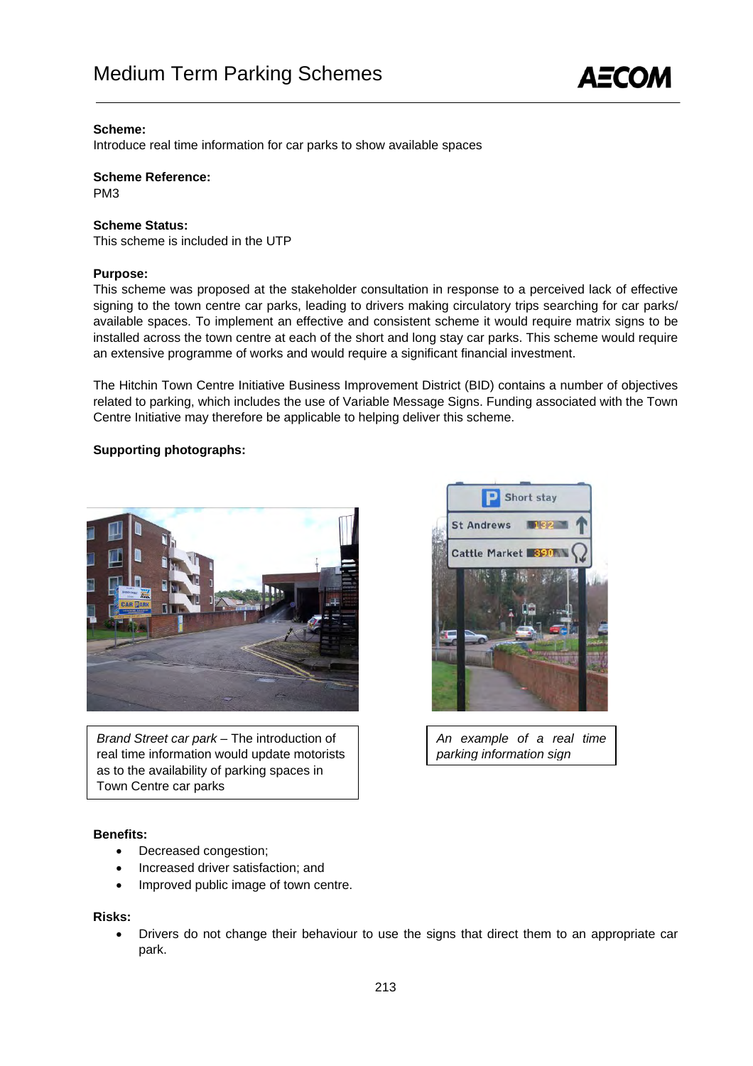# Medium Term Parking Schemes

**Scheme:**
Introduce real time information for car parks to show available spaces

**Scheme Reference:**
PM3

**Scheme Status:**
This scheme is included in the UTP

**Purpose:**
This scheme was proposed at the stakeholder consultation in response to a perceived lack of effective signing to the town centre car parks, leading to drivers making circulatory trips searching for car parks/ available spaces. To implement an effective and consistent scheme it would require matrix signs to be installed across the town centre at each of the short and long stay car parks. This scheme would require an extensive programme of works and would require a significant financial investment.

The Hitchin Town Centre Initiative Business Improvement District (BID) contains a number of objectives related to parking, which includes the use of Variable Message Signs. Funding associated with the Town Centre Initiative may therefore be applicable to helping deliver this scheme.

**Supporting photographs:**

*Brand Street car park* – The introduction of real time information would update motorists as to the availability of parking spaces in Town Centre car parks

*An example of a real time parking information sign*

**Benefits:**

- Decreased congestion;
- Increased driver satisfaction; and
- Improved public image of town centre.

**Risks:**

- Drivers do not change their behaviour to use the signs that direct them to an appropriate car park.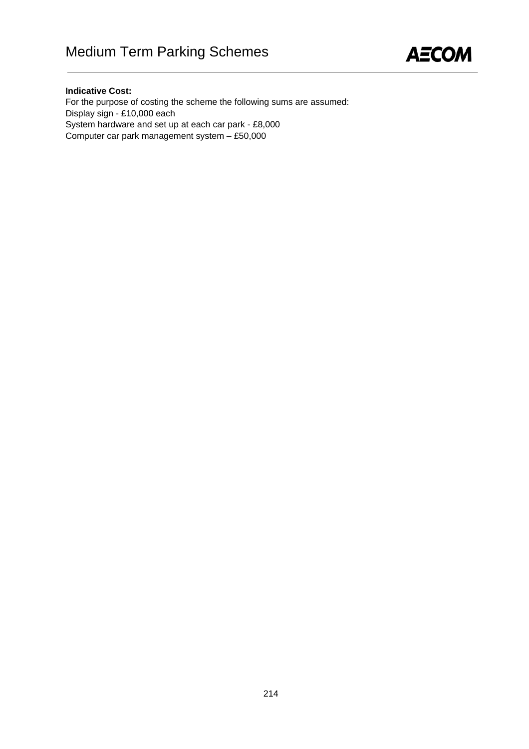**Indicative Cost:**

For the purpose of costing the scheme the following sums are assumed:

Display sign - £10,000 each

System hardware and set up at each car park - £8,000

Computer car park management system – £50,000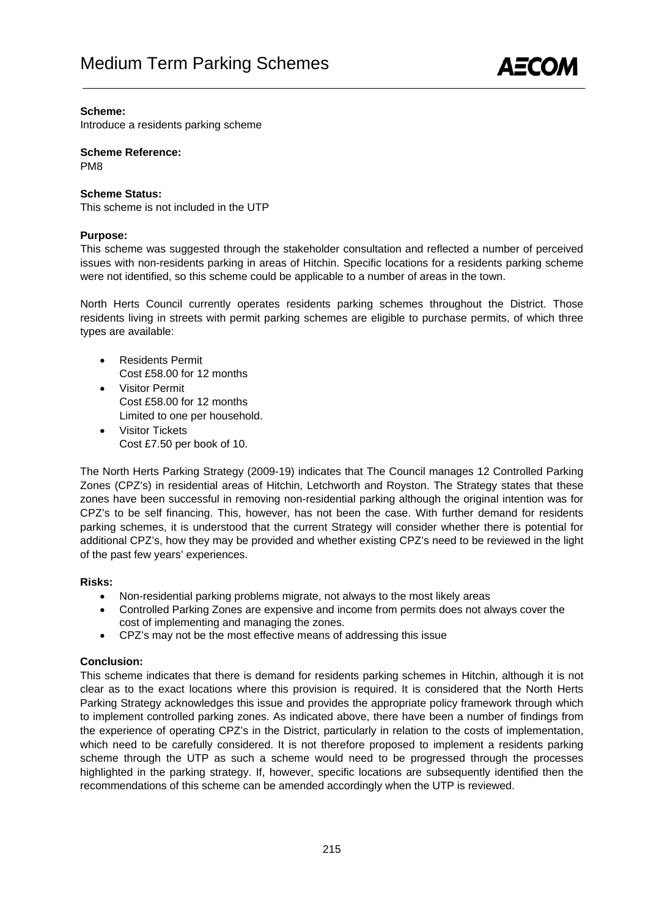# Medium Term Parking Schemes

**Scheme:**
Introduce a residents parking scheme

**Scheme Reference:**
PM8

**Scheme Status:**
This scheme is not included in the UTP

**Purpose:**
This scheme was suggested through the stakeholder consultation and reflected a number of perceived issues with non-residents parking in areas of Hitchin. Specific locations for a residents parking scheme were not identified, so this scheme could be applicable to a number of areas in the town.

North Herts Council currently operates residents parking schemes throughout the District. Those residents living in streets with permit parking schemes are eligible to purchase permits, of which three types are available:

- Residents Permit
  Cost £58.00 for 12 months
- Visitor Permit
  Cost £58.00 for 12 months
  Limited to one per household.
- Visitor Tickets
  Cost £7.50 per book of 10.

The North Herts Parking Strategy (2009-19) indicates that The Council manages 12 Controlled Parking Zones (CPZ's) in residential areas of Hitchin, Letchworth and Royston. The Strategy states that these zones have been successful in removing non-residential parking although the original intention was for CPZ's to be self financing. This, however, has not been the case. With further demand for residents parking schemes, it is understood that the current Strategy will consider whether there is potential for additional CPZ's, how they may be provided and whether existing CPZ's need to be reviewed in the light of the past few years' experiences.

**Risks:**

- Non-residential parking problems migrate, not always to the most likely areas
- Controlled Parking Zones are expensive and income from permits does not always cover the cost of implementing and managing the zones.
- CPZ's may not be the most effective means of addressing this issue

**Conclusion:**
This scheme indicates that there is demand for residents parking schemes in Hitchin, although it is not clear as to the exact locations where this provision is required. It is considered that the North Herts Parking Strategy acknowledges this issue and provides the appropriate policy framework through which to implement controlled parking zones. As indicated above, there have been a number of findings from the experience of operating CPZ's in the District, particularly in relation to the costs of implementation, which need to be carefully considered. It is not therefore proposed to implement a residents parking scheme through the UTP as such a scheme would need to be progressed through the processes highlighted in the parking strategy. If, however, specific locations are subsequently identified then the recommendations of this scheme can be amended accordingly when the UTP is reviewed.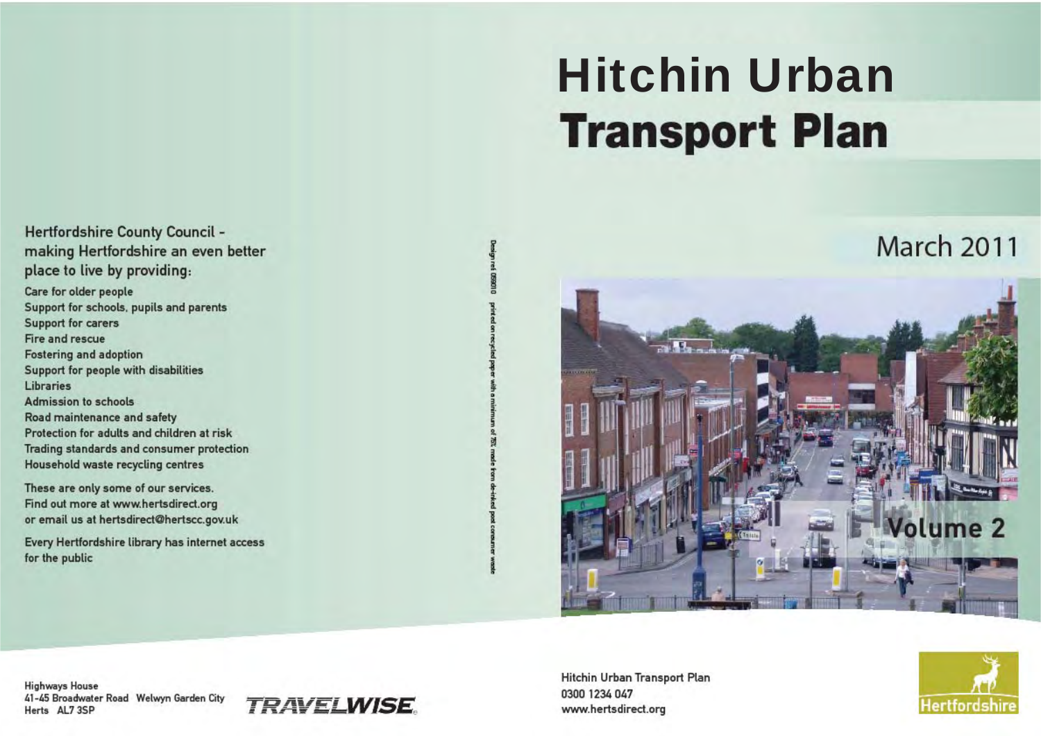# Hitchin Urban Transport Plan

March 2011

Volume 2

Hertfordshire County Council - making Hertfordshire an even better place to live by providing:

- Care for older people
- Support for schools, pupils and parents
- Support for carers
- Fire and rescue
- Fostering and adoption
- Support for people with disabilities
- Libraries
- Admission to schools
- Road maintenance and safety
- Protection for adults and children at risk
- Trading standards and consumer protection
- Household waste recycling centres

These are only some of our services.
Find out more at www.hertsdirect.org
or email us at hertsdirect@hertscc.gov.uk

Every Hertfordshire library has internet access for the public

Design ref 059010 printed on recycled paper with a minimum of 75% made from de-inked post consumer waste

Highways House
41-45 Broadwater Road Welwyn Garden City
Herts AL7 3SP

TRAVELWISE

Hitchin Urban Transport Plan
0300 1234 047
www.hertsdirect.org

Hertfordshire